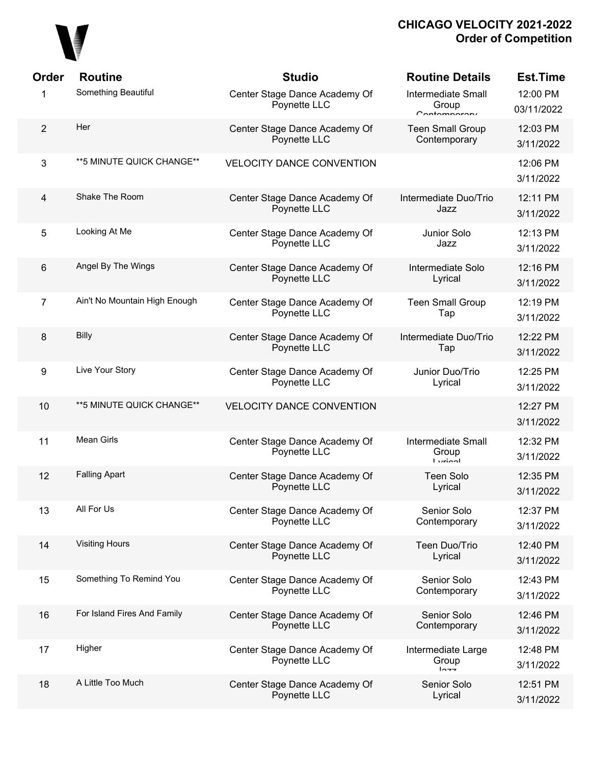# CHICAGO VELOCITY 2021-2022
## Order of Competition

| Order | Routine | Studio | Routine Details | Est.Time |
|---|---|---|---|---|
| 1 | Something Beautiful | Center Stage Dance Academy Of Poynette LLC | Intermediate Small Group Contemporary | 12:00 PM 03/11/2022 |
| 2 | Her | Center Stage Dance Academy Of Poynette LLC | Teen Small Group Contemporary | 12:03 PM 3/11/2022 |
| 3 | **5 MINUTE QUICK CHANGE** | VELOCITY DANCE CONVENTION | | 12:06 PM 3/11/2022 |
| 4 | Shake The Room | Center Stage Dance Academy Of Poynette LLC | Intermediate Duo/Trio Jazz | 12:11 PM 3/11/2022 |
| 5 | Looking At Me | Center Stage Dance Academy Of Poynette LLC | Junior Solo Jazz | 12:13 PM 3/11/2022 |
| 6 | Angel By The Wings | Center Stage Dance Academy Of Poynette LLC | Intermediate Solo Lyrical | 12:16 PM 3/11/2022 |
| 7 | Ain't No Mountain High Enough | Center Stage Dance Academy Of Poynette LLC | Teen Small Group Tap | 12:19 PM 3/11/2022 |
| 8 | Billy | Center Stage Dance Academy Of Poynette LLC | Intermediate Duo/Trio Tap | 12:22 PM 3/11/2022 |
| 9 | Live Your Story | Center Stage Dance Academy Of Poynette LLC | Junior Duo/Trio Lyrical | 12:25 PM 3/11/2022 |
| 10 | **5 MINUTE QUICK CHANGE** | VELOCITY DANCE CONVENTION | | 12:27 PM 3/11/2022 |
| 11 | Mean Girls | Center Stage Dance Academy Of Poynette LLC | Intermediate Small Group Lyrical | 12:32 PM 3/11/2022 |
| 12 | Falling Apart | Center Stage Dance Academy Of Poynette LLC | Teen Solo Lyrical | 12:35 PM 3/11/2022 |
| 13 | All For Us | Center Stage Dance Academy Of Poynette LLC | Senior Solo Contemporary | 12:37 PM 3/11/2022 |
| 14 | Visiting Hours | Center Stage Dance Academy Of Poynette LLC | Teen Duo/Trio Lyrical | 12:40 PM 3/11/2022 |
| 15 | Something To Remind You | Center Stage Dance Academy Of Poynette LLC | Senior Solo Contemporary | 12:43 PM 3/11/2022 |
| 16 | For Island Fires And Family | Center Stage Dance Academy Of Poynette LLC | Senior Solo Contemporary | 12:46 PM 3/11/2022 |
| 17 | Higher | Center Stage Dance Academy Of Poynette LLC | Intermediate Large Group Jazz | 12:48 PM 3/11/2022 |
| 18 | A Little Too Much | Center Stage Dance Academy Of Poynette LLC | Senior Solo Lyrical | 12:51 PM 3/11/2022 |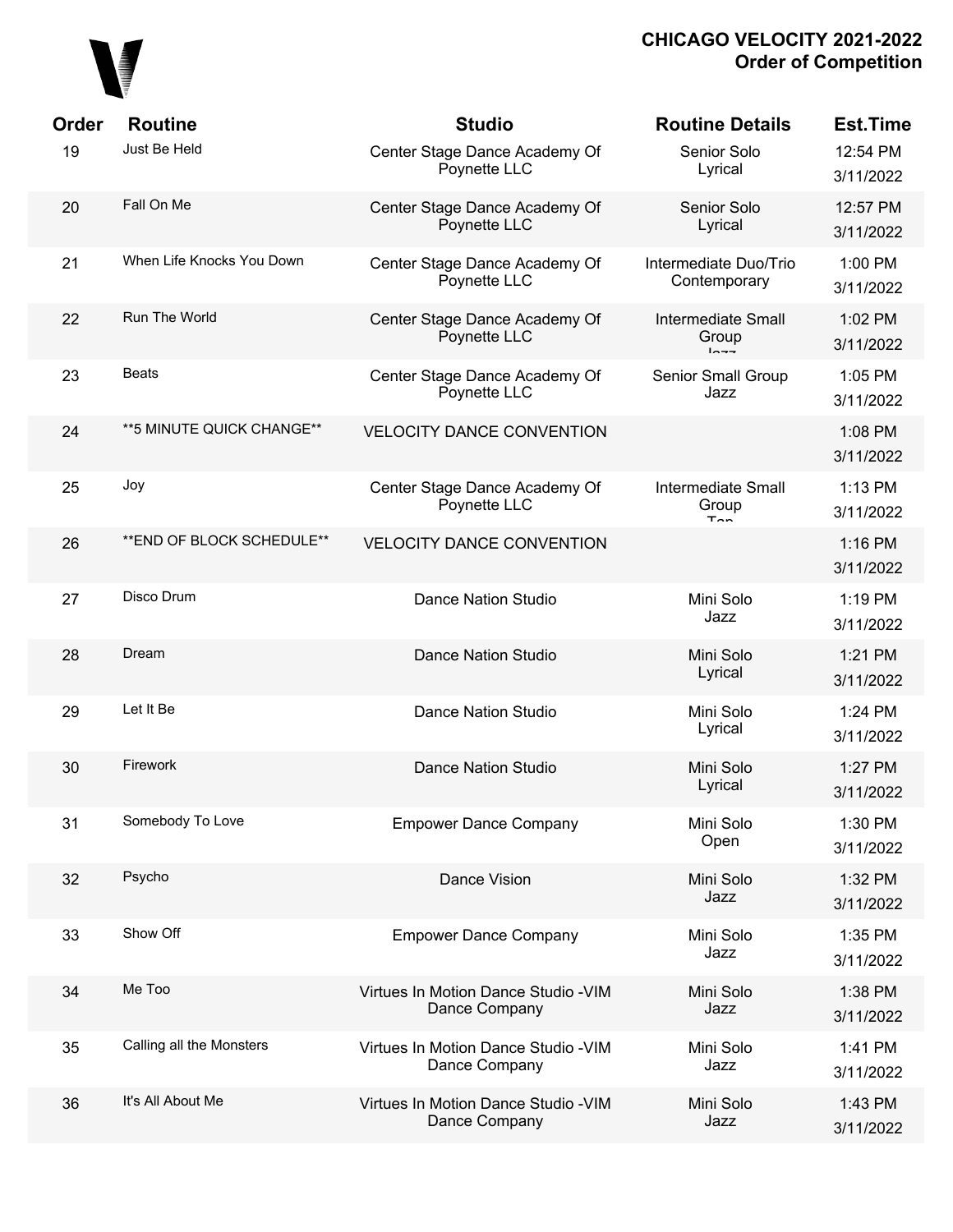**CHICAGO VELOCITY 2021-2022**
**Order of Competition**

| Order | Routine | Studio | Routine Details | Est.Time |
|---|---|---|---|---|
| 19 | Just Be Held | Center Stage Dance Academy Of Poynette LLC | Senior Solo Lyrical | 12:54 PM 3/11/2022 |
| 20 | Fall On Me | Center Stage Dance Academy Of Poynette LLC | Senior Solo Lyrical | 12:57 PM 3/11/2022 |
| 21 | When Life Knocks You Down | Center Stage Dance Academy Of Poynette LLC | Intermediate Duo/Trio Contemporary | 1:00 PM 3/11/2022 |
| 22 | Run The World | Center Stage Dance Academy Of Poynette LLC | Intermediate Small Group Jazz | 1:02 PM 3/11/2022 |
| 23 | Beats | Center Stage Dance Academy Of Poynette LLC | Senior Small Group Jazz | 1:05 PM 3/11/2022 |
| 24 | **5 MINUTE QUICK CHANGE** | VELOCITY DANCE CONVENTION | | 1:08 PM 3/11/2022 |
| 25 | Joy | Center Stage Dance Academy Of Poynette LLC | Intermediate Small Group Tap | 1:13 PM 3/11/2022 |
| 26 | **END OF BLOCK SCHEDULE** | VELOCITY DANCE CONVENTION | | 1:16 PM 3/11/2022 |
| 27 | Disco Drum | Dance Nation Studio | Mini Solo Jazz | 1:19 PM 3/11/2022 |
| 28 | Dream | Dance Nation Studio | Mini Solo Lyrical | 1:21 PM 3/11/2022 |
| 29 | Let It Be | Dance Nation Studio | Mini Solo Lyrical | 1:24 PM 3/11/2022 |
| 30 | Firework | Dance Nation Studio | Mini Solo Lyrical | 1:27 PM 3/11/2022 |
| 31 | Somebody To Love | Empower Dance Company | Mini Solo Open | 1:30 PM 3/11/2022 |
| 32 | Psycho | Dance Vision | Mini Solo Jazz | 1:32 PM 3/11/2022 |
| 33 | Show Off | Empower Dance Company | Mini Solo Jazz | 1:35 PM 3/11/2022 |
| 34 | Me Too | Virtues In Motion Dance Studio -VIM Dance Company | Mini Solo Jazz | 1:38 PM 3/11/2022 |
| 35 | Calling all the Monsters | Virtues In Motion Dance Studio -VIM Dance Company | Mini Solo Jazz | 1:41 PM 3/11/2022 |
| 36 | It's All About Me | Virtues In Motion Dance Studio -VIM Dance Company | Mini Solo Jazz | 1:43 PM 3/11/2022 |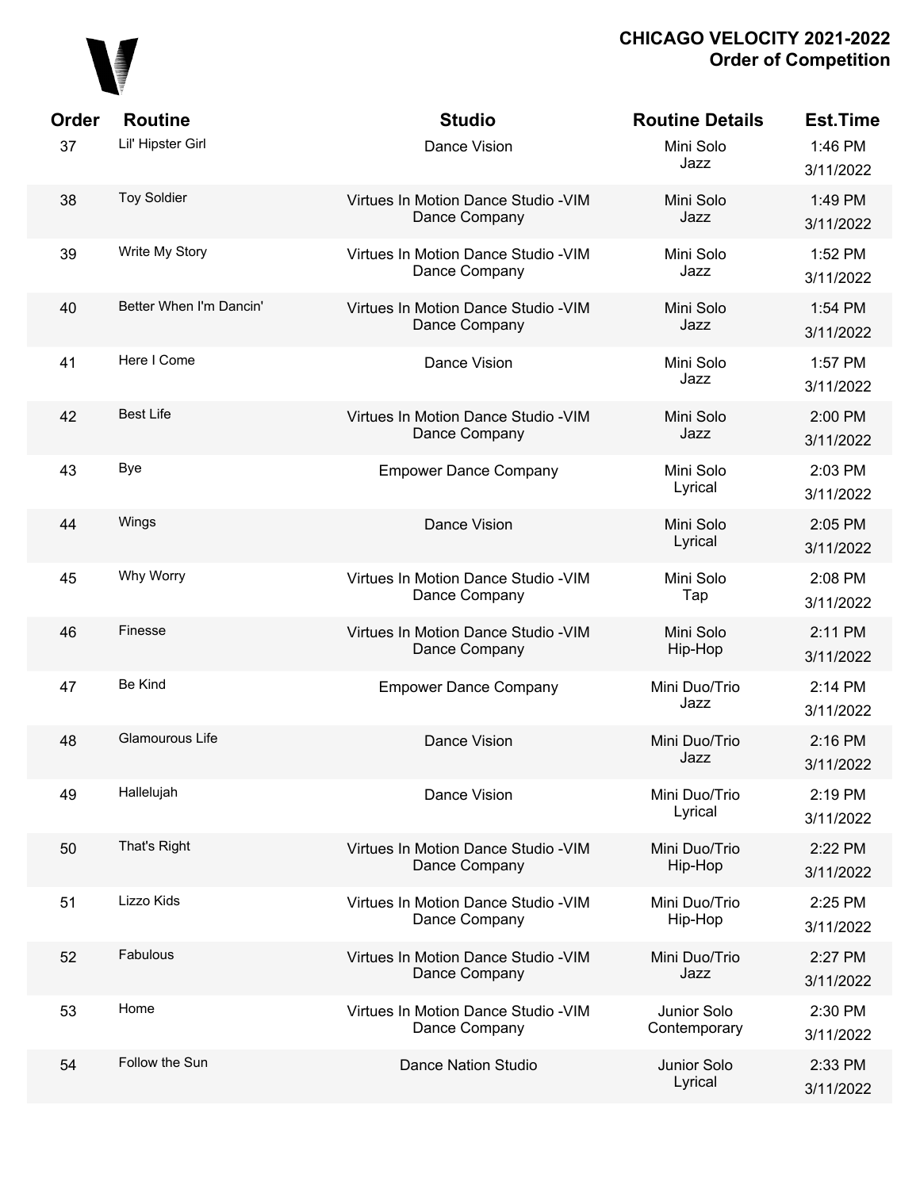# CHICAGO VELOCITY 2021-2022
## Order of Competition

| Order | Routine | Studio | Routine Details | Est.Time |
|---|---|---|---|---|
| 37 | Lil' Hipster Girl | Dance Vision | Mini Solo Jazz | 1:46 PM 3/11/2022 |
| 38 | Toy Soldier | Virtues In Motion Dance Studio -VIM Dance Company | Mini Solo Jazz | 1:49 PM 3/11/2022 |
| 39 | Write My Story | Virtues In Motion Dance Studio -VIM Dance Company | Mini Solo Jazz | 1:52 PM 3/11/2022 |
| 40 | Better When I'm Dancin' | Virtues In Motion Dance Studio -VIM Dance Company | Mini Solo Jazz | 1:54 PM 3/11/2022 |
| 41 | Here I Come | Dance Vision | Mini Solo Jazz | 1:57 PM 3/11/2022 |
| 42 | Best Life | Virtues In Motion Dance Studio -VIM Dance Company | Mini Solo Jazz | 2:00 PM 3/11/2022 |
| 43 | Bye | Empower Dance Company | Mini Solo Lyrical | 2:03 PM 3/11/2022 |
| 44 | Wings | Dance Vision | Mini Solo Lyrical | 2:05 PM 3/11/2022 |
| 45 | Why Worry | Virtues In Motion Dance Studio -VIM Dance Company | Mini Solo Tap | 2:08 PM 3/11/2022 |
| 46 | Finesse | Virtues In Motion Dance Studio -VIM Dance Company | Mini Solo Hip-Hop | 2:11 PM 3/11/2022 |
| 47 | Be Kind | Empower Dance Company | Mini Duo/Trio Jazz | 2:14 PM 3/11/2022 |
| 48 | Glamourous Life | Dance Vision | Mini Duo/Trio Jazz | 2:16 PM 3/11/2022 |
| 49 | Hallelujah | Dance Vision | Mini Duo/Trio Lyrical | 2:19 PM 3/11/2022 |
| 50 | That's Right | Virtues In Motion Dance Studio -VIM Dance Company | Mini Duo/Trio Hip-Hop | 2:22 PM 3/11/2022 |
| 51 | Lizzo Kids | Virtues In Motion Dance Studio -VIM Dance Company | Mini Duo/Trio Hip-Hop | 2:25 PM 3/11/2022 |
| 52 | Fabulous | Virtues In Motion Dance Studio -VIM Dance Company | Mini Duo/Trio Jazz | 2:27 PM 3/11/2022 |
| 53 | Home | Virtues In Motion Dance Studio -VIM Dance Company | Junior Solo Contemporary | 2:30 PM 3/11/2022 |
| 54 | Follow the Sun | Dance Nation Studio | Junior Solo Lyrical | 2:33 PM 3/11/2022 |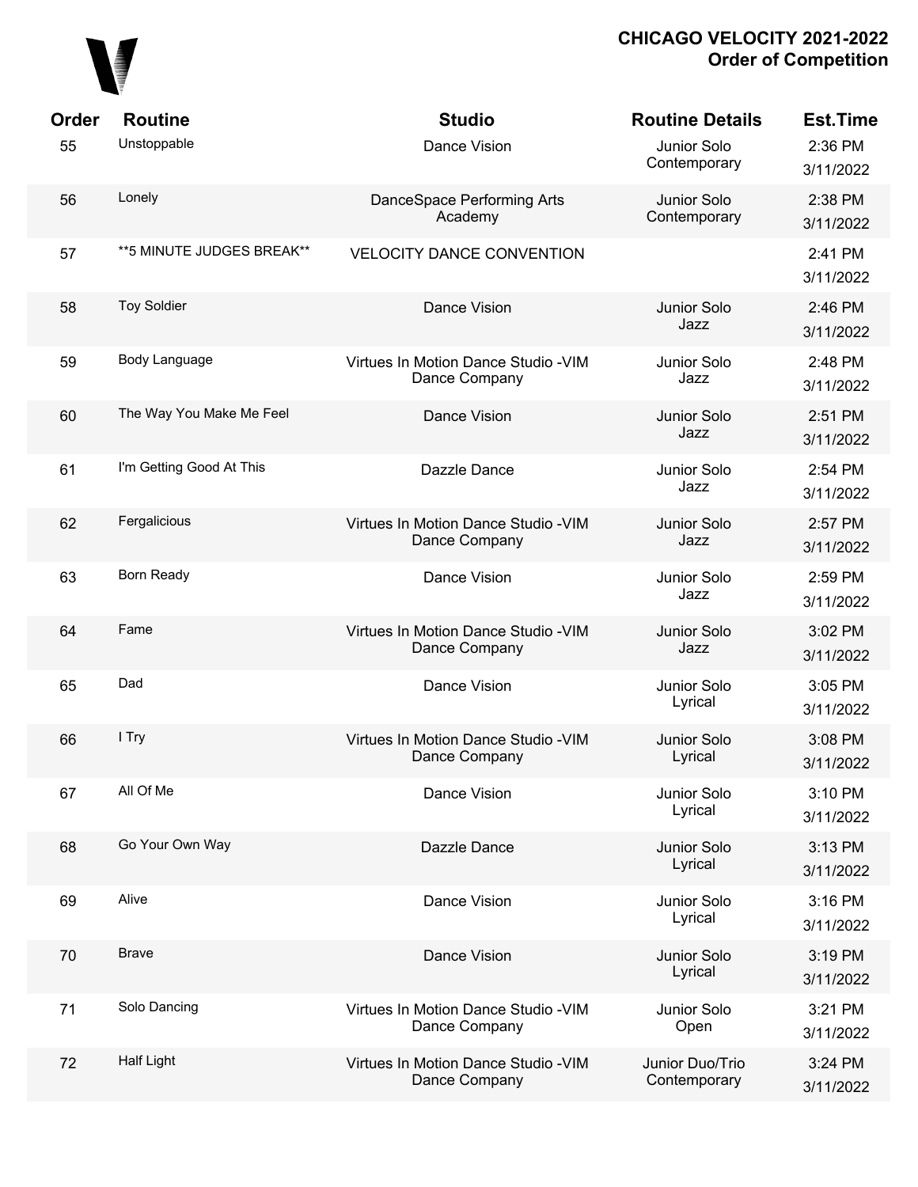## CHICAGO VELOCITY 2021-2022
## Order of Competition

| Order | Routine | Studio | Routine Details | Est.Time |
|---|---|---|---|---|
| 55 | Unstoppable | Dance Vision | Junior Solo Contemporary | 2:36 PM 3/11/2022 |
| 56 | Lonely | DanceSpace Performing Arts Academy | Junior Solo Contemporary | 2:38 PM 3/11/2022 |
| 57 | **5 MINUTE JUDGES BREAK** | VELOCITY DANCE CONVENTION | | 2:41 PM 3/11/2022 |
| 58 | Toy Soldier | Dance Vision | Junior Solo Jazz | 2:46 PM 3/11/2022 |
| 59 | Body Language | Virtues In Motion Dance Studio -VIM Dance Company | Junior Solo Jazz | 2:48 PM 3/11/2022 |
| 60 | The Way You Make Me Feel | Dance Vision | Junior Solo Jazz | 2:51 PM 3/11/2022 |
| 61 | I'm Getting Good At This | Dazzle Dance | Junior Solo Jazz | 2:54 PM 3/11/2022 |
| 62 | Fergalicious | Virtues In Motion Dance Studio -VIM Dance Company | Junior Solo Jazz | 2:57 PM 3/11/2022 |
| 63 | Born Ready | Dance Vision | Junior Solo Jazz | 2:59 PM 3/11/2022 |
| 64 | Fame | Virtues In Motion Dance Studio -VIM Dance Company | Junior Solo Jazz | 3:02 PM 3/11/2022 |
| 65 | Dad | Dance Vision | Junior Solo Lyrical | 3:05 PM 3/11/2022 |
| 66 | I Try | Virtues In Motion Dance Studio -VIM Dance Company | Junior Solo Lyrical | 3:08 PM 3/11/2022 |
| 67 | All Of Me | Dance Vision | Junior Solo Lyrical | 3:10 PM 3/11/2022 |
| 68 | Go Your Own Way | Dazzle Dance | Junior Solo Lyrical | 3:13 PM 3/11/2022 |
| 69 | Alive | Dance Vision | Junior Solo Lyrical | 3:16 PM 3/11/2022 |
| 70 | Brave | Dance Vision | Junior Solo Lyrical | 3:19 PM 3/11/2022 |
| 71 | Solo Dancing | Virtues In Motion Dance Studio -VIM Dance Company | Junior Solo Open | 3:21 PM 3/11/2022 |
| 72 | Half Light | Virtues In Motion Dance Studio -VIM Dance Company | Junior Duo/Trio Contemporary | 3:24 PM 3/11/2022 |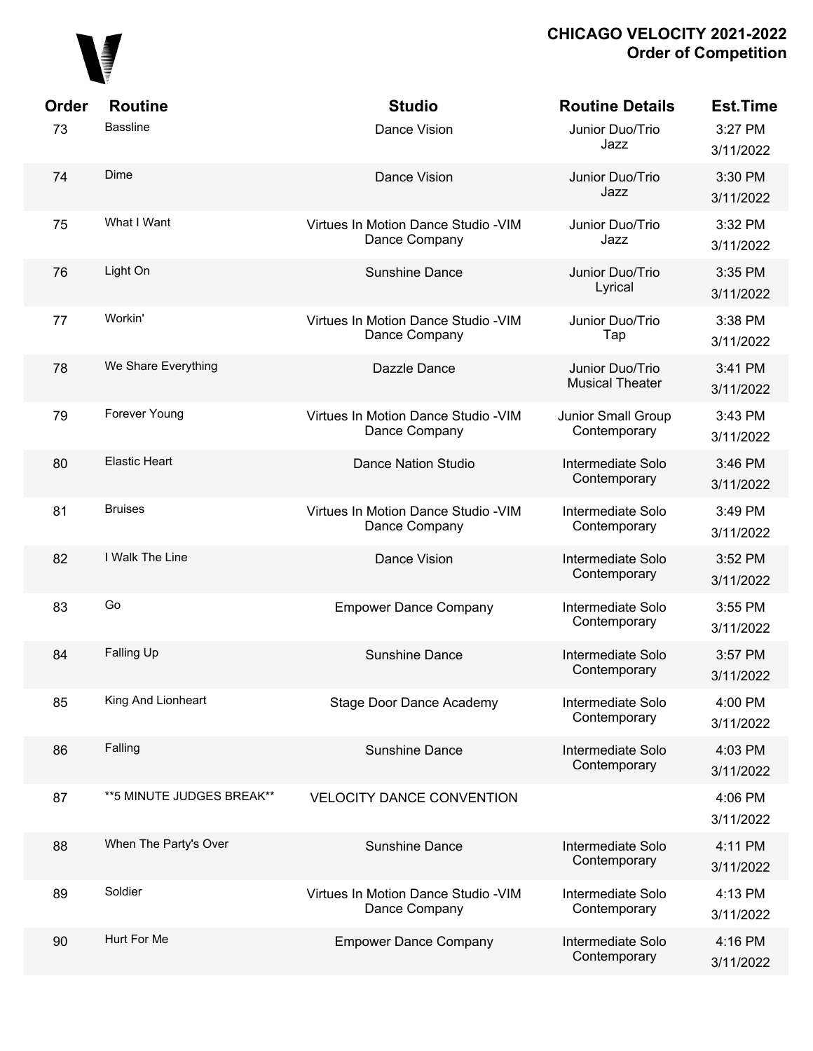# CHICAGO VELOCITY 2021-2022
## Order of Competition

| Order | Routine | Studio | Routine Details | Est.Time |
|---|---|---|---|---|
| 73 | Bassline | Dance Vision | Junior Duo/Trio Jazz | 3:27 PM 3/11/2022 |
| 74 | Dime | Dance Vision | Junior Duo/Trio Jazz | 3:30 PM 3/11/2022 |
| 75 | What I Want | Virtues In Motion Dance Studio -VIM Dance Company | Junior Duo/Trio Jazz | 3:32 PM 3/11/2022 |
| 76 | Light On | Sunshine Dance | Junior Duo/Trio Lyrical | 3:35 PM 3/11/2022 |
| 77 | Workin' | Virtues In Motion Dance Studio -VIM Dance Company | Junior Duo/Trio Tap | 3:38 PM 3/11/2022 |
| 78 | We Share Everything | Dazzle Dance | Junior Duo/Trio Musical Theater | 3:41 PM 3/11/2022 |
| 79 | Forever Young | Virtues In Motion Dance Studio -VIM Dance Company | Junior Small Group Contemporary | 3:43 PM 3/11/2022 |
| 80 | Elastic Heart | Dance Nation Studio | Intermediate Solo Contemporary | 3:46 PM 3/11/2022 |
| 81 | Bruises | Virtues In Motion Dance Studio -VIM Dance Company | Intermediate Solo Contemporary | 3:49 PM 3/11/2022 |
| 82 | I Walk The Line | Dance Vision | Intermediate Solo Contemporary | 3:52 PM 3/11/2022 |
| 83 | Go | Empower Dance Company | Intermediate Solo Contemporary | 3:55 PM 3/11/2022 |
| 84 | Falling Up | Sunshine Dance | Intermediate Solo Contemporary | 3:57 PM 3/11/2022 |
| 85 | King And Lionheart | Stage Door Dance Academy | Intermediate Solo Contemporary | 4:00 PM 3/11/2022 |
| 86 | Falling | Sunshine Dance | Intermediate Solo Contemporary | 4:03 PM 3/11/2022 |
| 87 | **5 MINUTE JUDGES BREAK** | VELOCITY DANCE CONVENTION | | 4:06 PM 3/11/2022 |
| 88 | When The Party's Over | Sunshine Dance | Intermediate Solo Contemporary | 4:11 PM 3/11/2022 |
| 89 | Soldier | Virtues In Motion Dance Studio -VIM Dance Company | Intermediate Solo Contemporary | 4:13 PM 3/11/2022 |
| 90 | Hurt For Me | Empower Dance Company | Intermediate Solo Contemporary | 4:16 PM 3/11/2022 |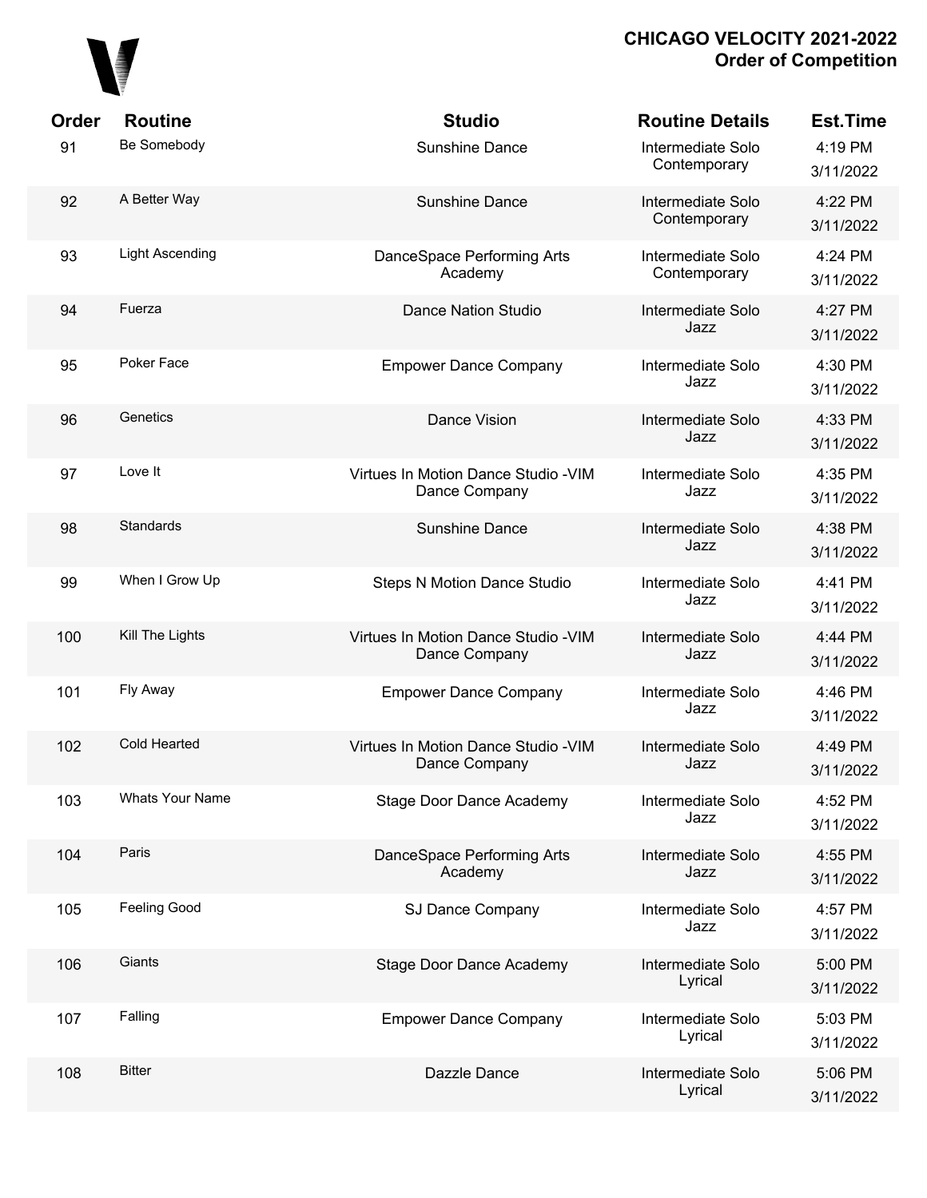**CHICAGO VELOCITY 2021-2022**
**Order of Competition**

| Order | Routine | Studio | Routine Details | Est.Time |
|---|---|---|---|---|
| 91 | Be Somebody | Sunshine Dance | Intermediate Solo Contemporary | 4:19 PM 3/11/2022 |
| 92 | A Better Way | Sunshine Dance | Intermediate Solo Contemporary | 4:22 PM 3/11/2022 |
| 93 | Light Ascending | DanceSpace Performing Arts Academy | Intermediate Solo Contemporary | 4:24 PM 3/11/2022 |
| 94 | Fuerza | Dance Nation Studio | Intermediate Solo Jazz | 4:27 PM 3/11/2022 |
| 95 | Poker Face | Empower Dance Company | Intermediate Solo Jazz | 4:30 PM 3/11/2022 |
| 96 | Genetics | Dance Vision | Intermediate Solo Jazz | 4:33 PM 3/11/2022 |
| 97 | Love It | Virtues In Motion Dance Studio -VIM Dance Company | Intermediate Solo Jazz | 4:35 PM 3/11/2022 |
| 98 | Standards | Sunshine Dance | Intermediate Solo Jazz | 4:38 PM 3/11/2022 |
| 99 | When I Grow Up | Steps N Motion Dance Studio | Intermediate Solo Jazz | 4:41 PM 3/11/2022 |
| 100 | Kill The Lights | Virtues In Motion Dance Studio -VIM Dance Company | Intermediate Solo Jazz | 4:44 PM 3/11/2022 |
| 101 | Fly Away | Empower Dance Company | Intermediate Solo Jazz | 4:46 PM 3/11/2022 |
| 102 | Cold Hearted | Virtues In Motion Dance Studio -VIM Dance Company | Intermediate Solo Jazz | 4:49 PM 3/11/2022 |
| 103 | Whats Your Name | Stage Door Dance Academy | Intermediate Solo Jazz | 4:52 PM 3/11/2022 |
| 104 | Paris | DanceSpace Performing Arts Academy | Intermediate Solo Jazz | 4:55 PM 3/11/2022 |
| 105 | Feeling Good | SJ Dance Company | Intermediate Solo Jazz | 4:57 PM 3/11/2022 |
| 106 | Giants | Stage Door Dance Academy | Intermediate Solo Lyrical | 5:00 PM 3/11/2022 |
| 107 | Falling | Empower Dance Company | Intermediate Solo Lyrical | 5:03 PM 3/11/2022 |
| 108 | Bitter | Dazzle Dance | Intermediate Solo Lyrical | 5:06 PM 3/11/2022 |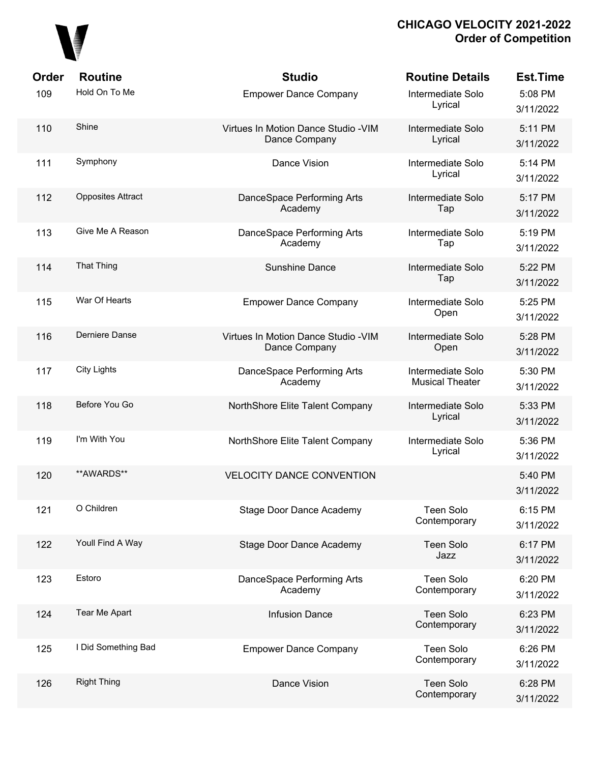# CHICAGO VELOCITY 2021-2022
## Order of Competition

| Order | Routine | Studio | Routine Details | Est.Time |
|---|---|---|---|---|
| 109 | Hold On To Me | Empower Dance Company | Intermediate Solo Lyrical | 5:08 PM 3/11/2022 |
| 110 | Shine | Virtues In Motion Dance Studio -VIM Dance Company | Intermediate Solo Lyrical | 5:11 PM 3/11/2022 |
| 111 | Symphony | Dance Vision | Intermediate Solo Lyrical | 5:14 PM 3/11/2022 |
| 112 | Opposites Attract | DanceSpace Performing Arts Academy | Intermediate Solo Tap | 5:17 PM 3/11/2022 |
| 113 | Give Me A Reason | DanceSpace Performing Arts Academy | Intermediate Solo Tap | 5:19 PM 3/11/2022 |
| 114 | That Thing | Sunshine Dance | Intermediate Solo Tap | 5:22 PM 3/11/2022 |
| 115 | War Of Hearts | Empower Dance Company | Intermediate Solo Open | 5:25 PM 3/11/2022 |
| 116 | Derniere Danse | Virtues In Motion Dance Studio -VIM Dance Company | Intermediate Solo Open | 5:28 PM 3/11/2022 |
| 117 | City Lights | DanceSpace Performing Arts Academy | Intermediate Solo Musical Theater | 5:30 PM 3/11/2022 |
| 118 | Before You Go | NorthShore Elite Talent Company | Intermediate Solo Lyrical | 5:33 PM 3/11/2022 |
| 119 | I'm With You | NorthShore Elite Talent Company | Intermediate Solo Lyrical | 5:36 PM 3/11/2022 |
| 120 | **AWARDS** | VELOCITY DANCE CONVENTION | | 5:40 PM 3/11/2022 |
| 121 | O Children | Stage Door Dance Academy | Teen Solo Contemporary | 6:15 PM 3/11/2022 |
| 122 | Youll Find A Way | Stage Door Dance Academy | Teen Solo Jazz | 6:17 PM 3/11/2022 |
| 123 | Estoro | DanceSpace Performing Arts Academy | Teen Solo Contemporary | 6:20 PM 3/11/2022 |
| 124 | Tear Me Apart | Infusion Dance | Teen Solo Contemporary | 6:23 PM 3/11/2022 |
| 125 | I Did Something Bad | Empower Dance Company | Teen Solo Contemporary | 6:26 PM 3/11/2022 |
| 126 | Right Thing | Dance Vision | Teen Solo Contemporary | 6:28 PM 3/11/2022 |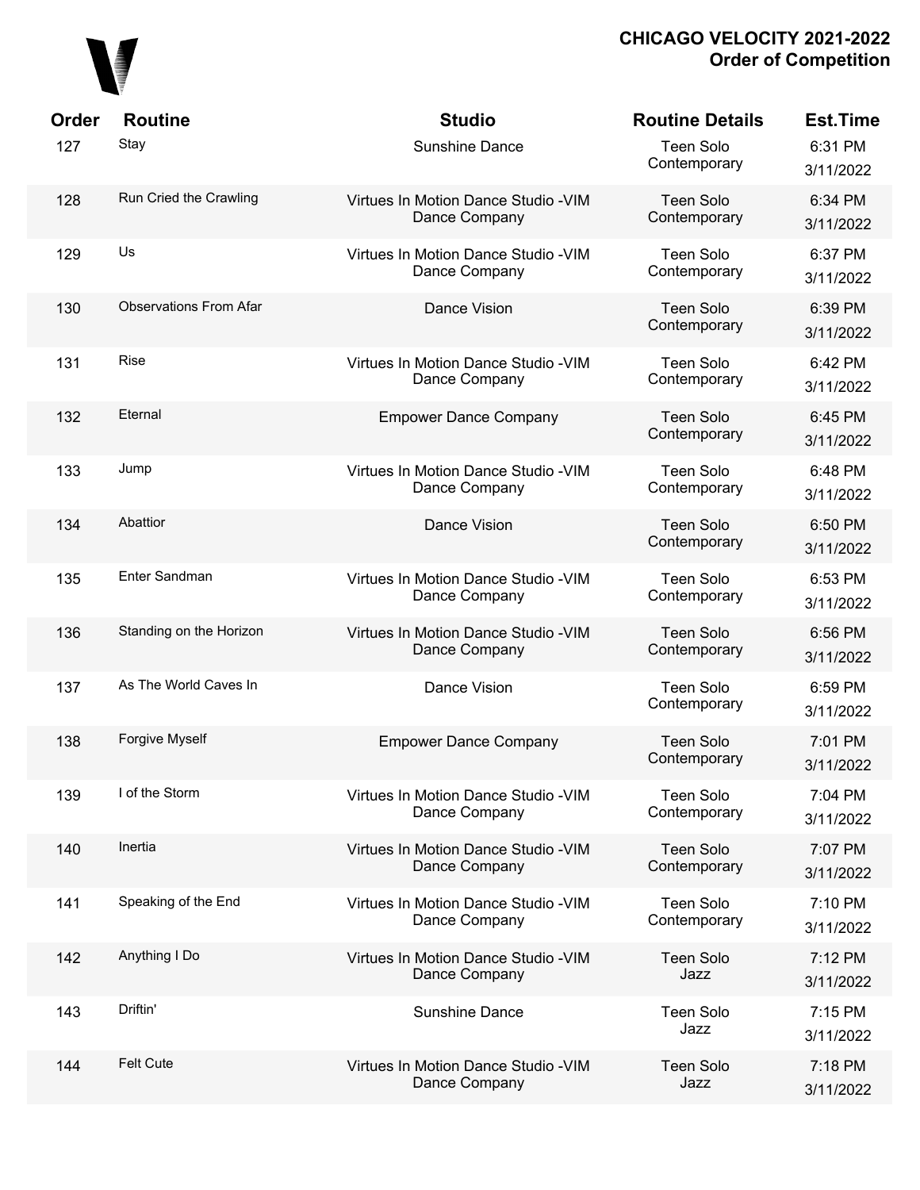# CHICAGO VELOCITY 2021-2022
## Order of Competition

| Order | Routine | Studio | Routine Details | Est.Time |
|---|---|---|---|---|
| 127 | Stay | Sunshine Dance | Teen Solo Contemporary | 6:31 PM 3/11/2022 |
| 128 | Run Cried the Crawling | Virtues In Motion Dance Studio -VIM Dance Company | Teen Solo Contemporary | 6:34 PM 3/11/2022 |
| 129 | Us | Virtues In Motion Dance Studio -VIM Dance Company | Teen Solo Contemporary | 6:37 PM 3/11/2022 |
| 130 | Observations From Afar | Dance Vision | Teen Solo Contemporary | 6:39 PM 3/11/2022 |
| 131 | Rise | Virtues In Motion Dance Studio -VIM Dance Company | Teen Solo Contemporary | 6:42 PM 3/11/2022 |
| 132 | Eternal | Empower Dance Company | Teen Solo Contemporary | 6:45 PM 3/11/2022 |
| 133 | Jump | Virtues In Motion Dance Studio -VIM Dance Company | Teen Solo Contemporary | 6:48 PM 3/11/2022 |
| 134 | Abattior | Dance Vision | Teen Solo Contemporary | 6:50 PM 3/11/2022 |
| 135 | Enter Sandman | Virtues In Motion Dance Studio -VIM Dance Company | Teen Solo Contemporary | 6:53 PM 3/11/2022 |
| 136 | Standing on the Horizon | Virtues In Motion Dance Studio -VIM Dance Company | Teen Solo Contemporary | 6:56 PM 3/11/2022 |
| 137 | As The World Caves In | Dance Vision | Teen Solo Contemporary | 6:59 PM 3/11/2022 |
| 138 | Forgive Myself | Empower Dance Company | Teen Solo Contemporary | 7:01 PM 3/11/2022 |
| 139 | I of the Storm | Virtues In Motion Dance Studio -VIM Dance Company | Teen Solo Contemporary | 7:04 PM 3/11/2022 |
| 140 | Inertia | Virtues In Motion Dance Studio -VIM Dance Company | Teen Solo Contemporary | 7:07 PM 3/11/2022 |
| 141 | Speaking of the End | Virtues In Motion Dance Studio -VIM Dance Company | Teen Solo Contemporary | 7:10 PM 3/11/2022 |
| 142 | Anything I Do | Virtues In Motion Dance Studio -VIM Dance Company | Teen Solo Jazz | 7:12 PM 3/11/2022 |
| 143 | Driftin' | Sunshine Dance | Teen Solo Jazz | 7:15 PM 3/11/2022 |
| 144 | Felt Cute | Virtues In Motion Dance Studio -VIM Dance Company | Teen Solo Jazz | 7:18 PM 3/11/2022 |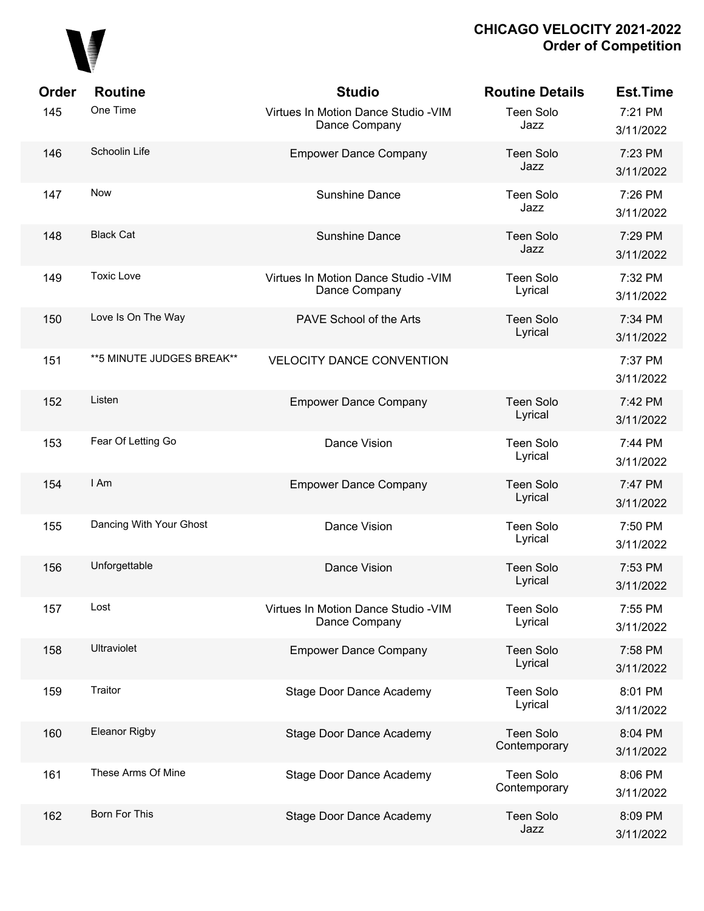# CHICAGO VELOCITY 2021-2022
## Order of Competition

| Order | Routine | Studio | Routine Details | Est.Time |
|---|---|---|---|---|
| 145 | One Time | Virtues In Motion Dance Studio -VIM Dance Company | Teen Solo Jazz | 7:21 PM 3/11/2022 |
| 146 | Schoolin Life | Empower Dance Company | Teen Solo Jazz | 7:23 PM 3/11/2022 |
| 147 | Now | Sunshine Dance | Teen Solo Jazz | 7:26 PM 3/11/2022 |
| 148 | Black Cat | Sunshine Dance | Teen Solo Jazz | 7:29 PM 3/11/2022 |
| 149 | Toxic Love | Virtues In Motion Dance Studio -VIM Dance Company | Teen Solo Lyrical | 7:32 PM 3/11/2022 |
| 150 | Love Is On The Way | PAVE School of the Arts | Teen Solo Lyrical | 7:34 PM 3/11/2022 |
| 151 | **5 MINUTE JUDGES BREAK** | VELOCITY DANCE CONVENTION | | 7:37 PM 3/11/2022 |
| 152 | Listen | Empower Dance Company | Teen Solo Lyrical | 7:42 PM 3/11/2022 |
| 153 | Fear Of Letting Go | Dance Vision | Teen Solo Lyrical | 7:44 PM 3/11/2022 |
| 154 | I Am | Empower Dance Company | Teen Solo Lyrical | 7:47 PM 3/11/2022 |
| 155 | Dancing With Your Ghost | Dance Vision | Teen Solo Lyrical | 7:50 PM 3/11/2022 |
| 156 | Unforgettable | Dance Vision | Teen Solo Lyrical | 7:53 PM 3/11/2022 |
| 157 | Lost | Virtues In Motion Dance Studio -VIM Dance Company | Teen Solo Lyrical | 7:55 PM 3/11/2022 |
| 158 | Ultraviolet | Empower Dance Company | Teen Solo Lyrical | 7:58 PM 3/11/2022 |
| 159 | Traitor | Stage Door Dance Academy | Teen Solo Lyrical | 8:01 PM 3/11/2022 |
| 160 | Eleanor Rigby | Stage Door Dance Academy | Teen Solo Contemporary | 8:04 PM 3/11/2022 |
| 161 | These Arms Of Mine | Stage Door Dance Academy | Teen Solo Contemporary | 8:06 PM 3/11/2022 |
| 162 | Born For This | Stage Door Dance Academy | Teen Solo Jazz | 8:09 PM 3/11/2022 |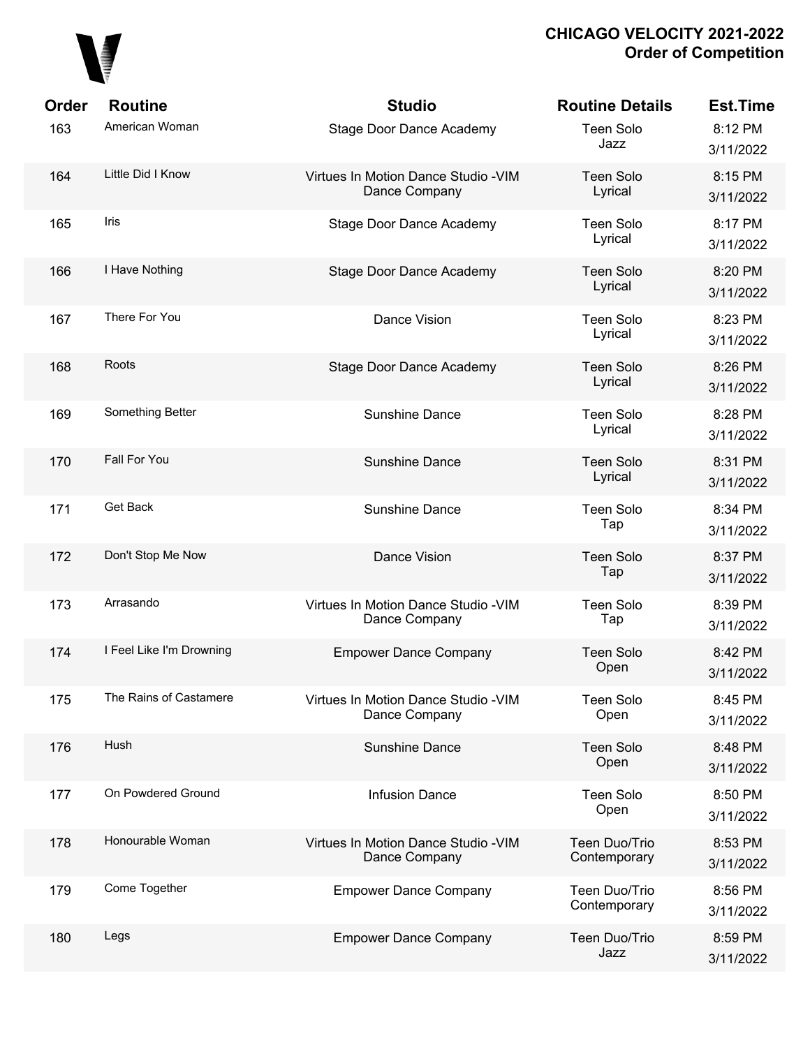# CHICAGO VELOCITY 2021-2022
## Order of Competition

| Order | Routine | Studio | Routine Details | Est.Time |
|---|---|---|---|---|
| 163 | American Woman | Stage Door Dance Academy | Teen Solo Jazz | 8:12 PM 3/11/2022 |
| 164 | Little Did I Know | Virtues In Motion Dance Studio -VIM Dance Company | Teen Solo Lyrical | 8:15 PM 3/11/2022 |
| 165 | Iris | Stage Door Dance Academy | Teen Solo Lyrical | 8:17 PM 3/11/2022 |
| 166 | I Have Nothing | Stage Door Dance Academy | Teen Solo Lyrical | 8:20 PM 3/11/2022 |
| 167 | There For You | Dance Vision | Teen Solo Lyrical | 8:23 PM 3/11/2022 |
| 168 | Roots | Stage Door Dance Academy | Teen Solo Lyrical | 8:26 PM 3/11/2022 |
| 169 | Something Better | Sunshine Dance | Teen Solo Lyrical | 8:28 PM 3/11/2022 |
| 170 | Fall For You | Sunshine Dance | Teen Solo Lyrical | 8:31 PM 3/11/2022 |
| 171 | Get Back | Sunshine Dance | Teen Solo Tap | 8:34 PM 3/11/2022 |
| 172 | Don't Stop Me Now | Dance Vision | Teen Solo Tap | 8:37 PM 3/11/2022 |
| 173 | Arrasando | Virtues In Motion Dance Studio -VIM Dance Company | Teen Solo Tap | 8:39 PM 3/11/2022 |
| 174 | I Feel Like I'm Drowning | Empower Dance Company | Teen Solo Open | 8:42 PM 3/11/2022 |
| 175 | The Rains of Castamere | Virtues In Motion Dance Studio -VIM Dance Company | Teen Solo Open | 8:45 PM 3/11/2022 |
| 176 | Hush | Sunshine Dance | Teen Solo Open | 8:48 PM 3/11/2022 |
| 177 | On Powdered Ground | Infusion Dance | Teen Solo Open | 8:50 PM 3/11/2022 |
| 178 | Honourable Woman | Virtues In Motion Dance Studio -VIM Dance Company | Teen Duo/Trio Contemporary | 8:53 PM 3/11/2022 |
| 179 | Come Together | Empower Dance Company | Teen Duo/Trio Contemporary | 8:56 PM 3/11/2022 |
| 180 | Legs | Empower Dance Company | Teen Duo/Trio Jazz | 8:59 PM 3/11/2022 |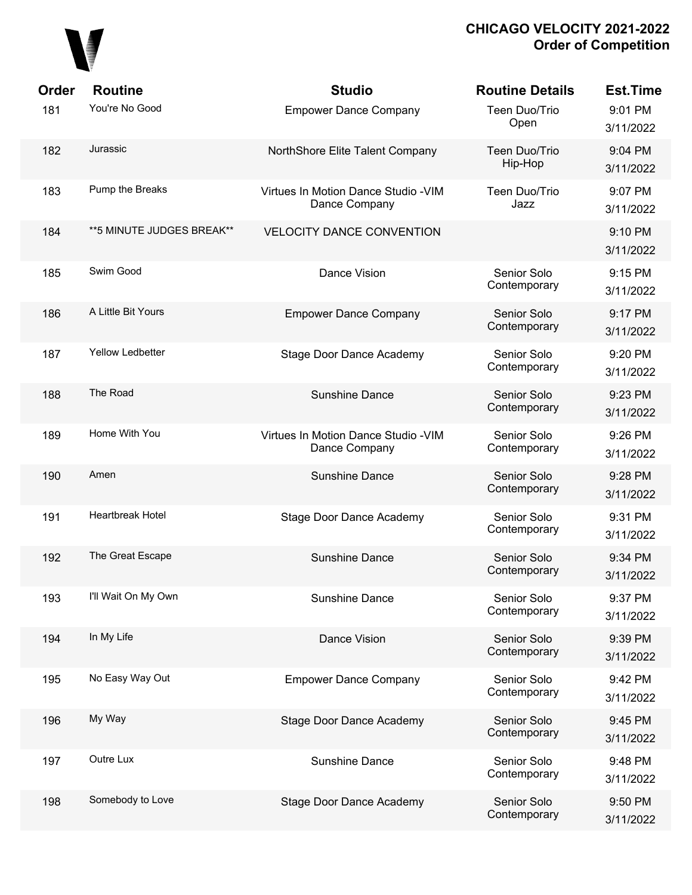# CHICAGO VELOCITY 2021-2022
## Order of Competition

| Order | Routine | Studio | Routine Details | Est.Time |
|---|---|---|---|---|
| 181 | You're No Good | Empower Dance Company | Teen Duo/Trio Open | 9:01 PM 3/11/2022 |
| 182 | Jurassic | NorthShore Elite Talent Company | Teen Duo/Trio Hip-Hop | 9:04 PM 3/11/2022 |
| 183 | Pump the Breaks | Virtues In Motion Dance Studio -VIM Dance Company | Teen Duo/Trio Jazz | 9:07 PM 3/11/2022 |
| 184 | **5 MINUTE JUDGES BREAK** | VELOCITY DANCE CONVENTION | | 9:10 PM 3/11/2022 |
| 185 | Swim Good | Dance Vision | Senior Solo Contemporary | 9:15 PM 3/11/2022 |
| 186 | A Little Bit Yours | Empower Dance Company | Senior Solo Contemporary | 9:17 PM 3/11/2022 |
| 187 | Yellow Ledbetter | Stage Door Dance Academy | Senior Solo Contemporary | 9:20 PM 3/11/2022 |
| 188 | The Road | Sunshine Dance | Senior Solo Contemporary | 9:23 PM 3/11/2022 |
| 189 | Home With You | Virtues In Motion Dance Studio -VIM Dance Company | Senior Solo Contemporary | 9:26 PM 3/11/2022 |
| 190 | Amen | Sunshine Dance | Senior Solo Contemporary | 9:28 PM 3/11/2022 |
| 191 | Heartbreak Hotel | Stage Door Dance Academy | Senior Solo Contemporary | 9:31 PM 3/11/2022 |
| 192 | The Great Escape | Sunshine Dance | Senior Solo Contemporary | 9:34 PM 3/11/2022 |
| 193 | I'll Wait On My Own | Sunshine Dance | Senior Solo Contemporary | 9:37 PM 3/11/2022 |
| 194 | In My Life | Dance Vision | Senior Solo Contemporary | 9:39 PM 3/11/2022 |
| 195 | No Easy Way Out | Empower Dance Company | Senior Solo Contemporary | 9:42 PM 3/11/2022 |
| 196 | My Way | Stage Door Dance Academy | Senior Solo Contemporary | 9:45 PM 3/11/2022 |
| 197 | Outre Lux | Sunshine Dance | Senior Solo Contemporary | 9:48 PM 3/11/2022 |
| 198 | Somebody to Love | Stage Door Dance Academy | Senior Solo Contemporary | 9:50 PM 3/11/2022 |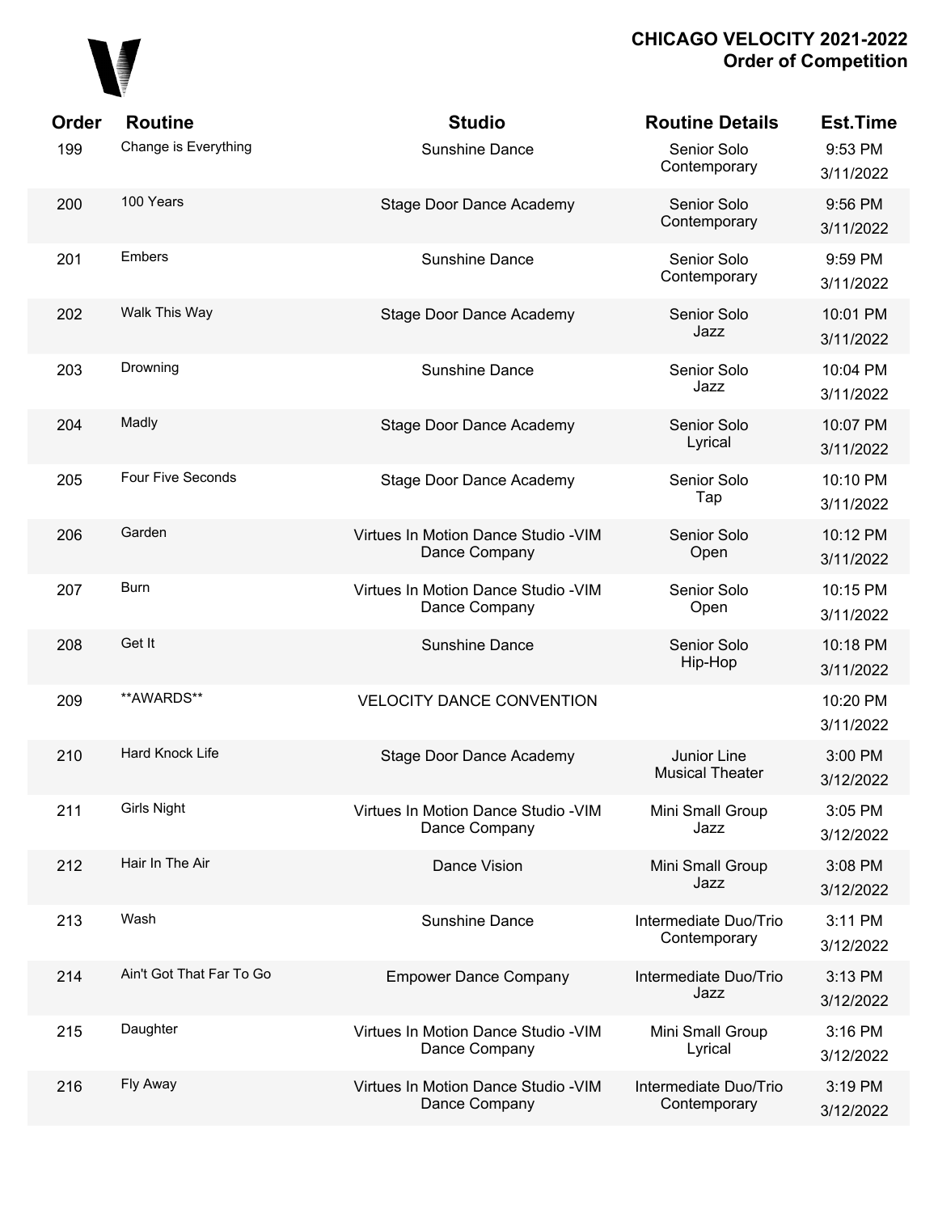## CHICAGO VELOCITY 2021-2022
## Order of Competition

| Order | Routine | Studio | Routine Details | Est.Time |
|---|---|---|---|---|
| 199 | Change is Everything | Sunshine Dance | Senior Solo Contemporary | 9:53 PM 3/11/2022 |
| 200 | 100 Years | Stage Door Dance Academy | Senior Solo Contemporary | 9:56 PM 3/11/2022 |
| 201 | Embers | Sunshine Dance | Senior Solo Contemporary | 9:59 PM 3/11/2022 |
| 202 | Walk This Way | Stage Door Dance Academy | Senior Solo Jazz | 10:01 PM 3/11/2022 |
| 203 | Drowning | Sunshine Dance | Senior Solo Jazz | 10:04 PM 3/11/2022 |
| 204 | Madly | Stage Door Dance Academy | Senior Solo Lyrical | 10:07 PM 3/11/2022 |
| 205 | Four Five Seconds | Stage Door Dance Academy | Senior Solo Tap | 10:10 PM 3/11/2022 |
| 206 | Garden | Virtues In Motion Dance Studio -VIM Dance Company | Senior Solo Open | 10:12 PM 3/11/2022 |
| 207 | Burn | Virtues In Motion Dance Studio -VIM Dance Company | Senior Solo Open | 10:15 PM 3/11/2022 |
| 208 | Get It | Sunshine Dance | Senior Solo Hip-Hop | 10:18 PM 3/11/2022 |
| 209 | **AWARDS** | VELOCITY DANCE CONVENTION | | 10:20 PM 3/11/2022 |
| 210 | Hard Knock Life | Stage Door Dance Academy | Junior Line Musical Theater | 3:00 PM 3/12/2022 |
| 211 | Girls Night | Virtues In Motion Dance Studio -VIM Dance Company | Mini Small Group Jazz | 3:05 PM 3/12/2022 |
| 212 | Hair In The Air | Dance Vision | Mini Small Group Jazz | 3:08 PM 3/12/2022 |
| 213 | Wash | Sunshine Dance | Intermediate Duo/Trio Contemporary | 3:11 PM 3/12/2022 |
| 214 | Ain't Got That Far To Go | Empower Dance Company | Intermediate Duo/Trio Jazz | 3:13 PM 3/12/2022 |
| 215 | Daughter | Virtues In Motion Dance Studio -VIM Dance Company | Mini Small Group Lyrical | 3:16 PM 3/12/2022 |
| 216 | Fly Away | Virtues In Motion Dance Studio -VIM Dance Company | Intermediate Duo/Trio Contemporary | 3:19 PM 3/12/2022 |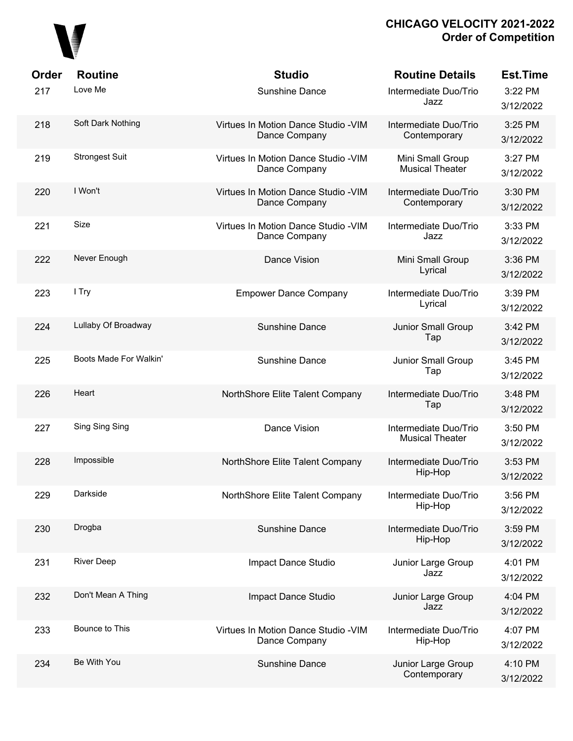**CHICAGO VELOCITY 2021-2022**
**Order of Competition**

| Order | Routine | Studio | Routine Details | Est.Time |
|---|---|---|---|---|
| 217 | Love Me | Sunshine Dance | Intermediate Duo/Trio Jazz | 3:22 PM 3/12/2022 |
| 218 | Soft Dark Nothing | Virtues In Motion Dance Studio -VIM Dance Company | Intermediate Duo/Trio Contemporary | 3:25 PM 3/12/2022 |
| 219 | Strongest Suit | Virtues In Motion Dance Studio -VIM Dance Company | Mini Small Group Musical Theater | 3:27 PM 3/12/2022 |
| 220 | I Won't | Virtues In Motion Dance Studio -VIM Dance Company | Intermediate Duo/Trio Contemporary | 3:30 PM 3/12/2022 |
| 221 | Size | Virtues In Motion Dance Studio -VIM Dance Company | Intermediate Duo/Trio Jazz | 3:33 PM 3/12/2022 |
| 222 | Never Enough | Dance Vision | Mini Small Group Lyrical | 3:36 PM 3/12/2022 |
| 223 | I Try | Empower Dance Company | Intermediate Duo/Trio Lyrical | 3:39 PM 3/12/2022 |
| 224 | Lullaby Of Broadway | Sunshine Dance | Junior Small Group Tap | 3:42 PM 3/12/2022 |
| 225 | Boots Made For Walkin' | Sunshine Dance | Junior Small Group Tap | 3:45 PM 3/12/2022 |
| 226 | Heart | NorthShore Elite Talent Company | Intermediate Duo/Trio Tap | 3:48 PM 3/12/2022 |
| 227 | Sing Sing Sing | Dance Vision | Intermediate Duo/Trio Musical Theater | 3:50 PM 3/12/2022 |
| 228 | Impossible | NorthShore Elite Talent Company | Intermediate Duo/Trio Hip-Hop | 3:53 PM 3/12/2022 |
| 229 | Darkside | NorthShore Elite Talent Company | Intermediate Duo/Trio Hip-Hop | 3:56 PM 3/12/2022 |
| 230 | Drogba | Sunshine Dance | Intermediate Duo/Trio Hip-Hop | 3:59 PM 3/12/2022 |
| 231 | River Deep | Impact Dance Studio | Junior Large Group Jazz | 4:01 PM 3/12/2022 |
| 232 | Don't Mean A Thing | Impact Dance Studio | Junior Large Group Jazz | 4:04 PM 3/12/2022 |
| 233 | Bounce to This | Virtues In Motion Dance Studio -VIM Dance Company | Intermediate Duo/Trio Hip-Hop | 4:07 PM 3/12/2022 |
| 234 | Be With You | Sunshine Dance | Junior Large Group Contemporary | 4:10 PM 3/12/2022 |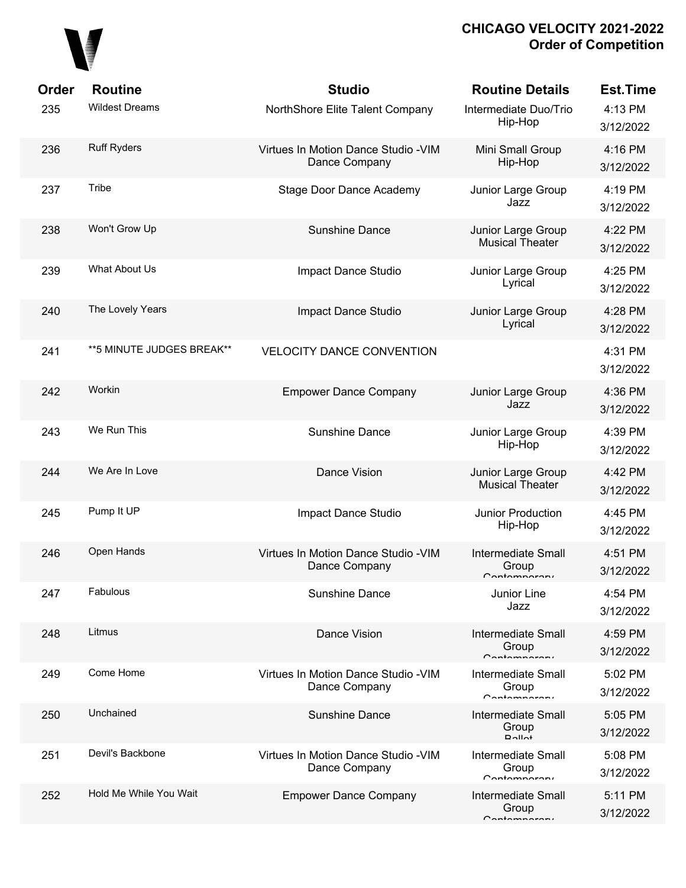# CHICAGO VELOCITY 2021-2022
## Order of Competition

| Order | Routine | Studio | Routine Details | Est.Time |
|---|---|---|---|---|
| 235 | Wildest Dreams | NorthShore Elite Talent Company | Intermediate Duo/Trio Hip-Hop | 4:13 PM 3/12/2022 |
| 236 | Ruff Ryders | Virtues In Motion Dance Studio -VIM Dance Company | Mini Small Group Hip-Hop | 4:16 PM 3/12/2022 |
| 237 | Tribe | Stage Door Dance Academy | Junior Large Group Jazz | 4:19 PM 3/12/2022 |
| 238 | Won't Grow Up | Sunshine Dance | Junior Large Group Musical Theater | 4:22 PM 3/12/2022 |
| 239 | What About Us | Impact Dance Studio | Junior Large Group Lyrical | 4:25 PM 3/12/2022 |
| 240 | The Lovely Years | Impact Dance Studio | Junior Large Group Lyrical | 4:28 PM 3/12/2022 |
| 241 | **5 MINUTE JUDGES BREAK** | VELOCITY DANCE CONVENTION | | 4:31 PM 3/12/2022 |
| 242 | Workin | Empower Dance Company | Junior Large Group Jazz | 4:36 PM 3/12/2022 |
| 243 | We Run This | Sunshine Dance | Junior Large Group Hip-Hop | 4:39 PM 3/12/2022 |
| 244 | We Are In Love | Dance Vision | Junior Large Group Musical Theater | 4:42 PM 3/12/2022 |
| 245 | Pump It UP | Impact Dance Studio | Junior Production Hip-Hop | 4:45 PM 3/12/2022 |
| 246 | Open Hands | Virtues In Motion Dance Studio -VIM Dance Company | Intermediate Small Group Contemporary | 4:51 PM 3/12/2022 |
| 247 | Fabulous | Sunshine Dance | Junior Line Jazz | 4:54 PM 3/12/2022 |
| 248 | Litmus | Dance Vision | Intermediate Small Group Contemporary | 4:59 PM 3/12/2022 |
| 249 | Come Home | Virtues In Motion Dance Studio -VIM Dance Company | Intermediate Small Group Contemporary | 5:02 PM 3/12/2022 |
| 250 | Unchained | Sunshine Dance | Intermediate Small Group Ballet | 5:05 PM 3/12/2022 |
| 251 | Devil's Backbone | Virtues In Motion Dance Studio -VIM Dance Company | Intermediate Small Group Contemporary | 5:08 PM 3/12/2022 |
| 252 | Hold Me While You Wait | Empower Dance Company | Intermediate Small Group Contemporary | 5:11 PM 3/12/2022 |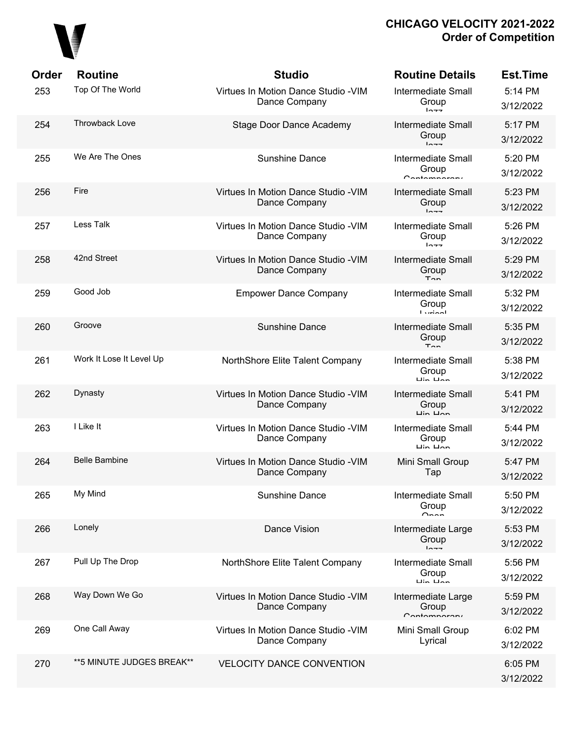# CHICAGO VELOCITY 2021-2022
## Order of Competition

| Order | Routine | Studio | Routine Details | Est.Time |
|---|---|---|---|---|
| 253 | Top Of The World | Virtues In Motion Dance Studio -VIM Dance Company | Intermediate Small Group Jazz | 5:14 PM 3/12/2022 |
| 254 | Throwback Love | Stage Door Dance Academy | Intermediate Small Group Jazz | 5:17 PM 3/12/2022 |
| 255 | We Are The Ones | Sunshine Dance | Intermediate Small Group Contemporary | 5:20 PM 3/12/2022 |
| 256 | Fire | Virtues In Motion Dance Studio -VIM Dance Company | Intermediate Small Group Jazz | 5:23 PM 3/12/2022 |
| 257 | Less Talk | Virtues In Motion Dance Studio -VIM Dance Company | Intermediate Small Group Jazz | 5:26 PM 3/12/2022 |
| 258 | 42nd Street | Virtues In Motion Dance Studio -VIM Dance Company | Intermediate Small Group Tap | 5:29 PM 3/12/2022 |
| 259 | Good Job | Empower Dance Company | Intermediate Small Group Lyrical | 5:32 PM 3/12/2022 |
| 260 | Groove | Sunshine Dance | Intermediate Small Group Tap | 5:35 PM 3/12/2022 |
| 261 | Work It Lose It Level Up | NorthShore Elite Talent Company | Intermediate Small Group Hip Hop | 5:38 PM 3/12/2022 |
| 262 | Dynasty | Virtues In Motion Dance Studio -VIM Dance Company | Intermediate Small Group Hip Hop | 5:41 PM 3/12/2022 |
| 263 | I Like It | Virtues In Motion Dance Studio -VIM Dance Company | Intermediate Small Group Hip Hop | 5:44 PM 3/12/2022 |
| 264 | Belle Bambine | Virtues In Motion Dance Studio -VIM Dance Company | Mini Small Group Tap | 5:47 PM 3/12/2022 |
| 265 | My Mind | Sunshine Dance | Intermediate Small Group Open | 5:50 PM 3/12/2022 |
| 266 | Lonely | Dance Vision | Intermediate Large Group Jazz | 5:53 PM 3/12/2022 |
| 267 | Pull Up The Drop | NorthShore Elite Talent Company | Intermediate Small Group Hip Hop | 5:56 PM 3/12/2022 |
| 268 | Way Down We Go | Virtues In Motion Dance Studio -VIM Dance Company | Intermediate Large Group Contemporary | 5:59 PM 3/12/2022 |
| 269 | One Call Away | Virtues In Motion Dance Studio -VIM Dance Company | Mini Small Group Lyrical | 6:02 PM 3/12/2022 |
| 270 | **5 MINUTE JUDGES BREAK** | VELOCITY DANCE CONVENTION | | 6:05 PM 3/12/2022 |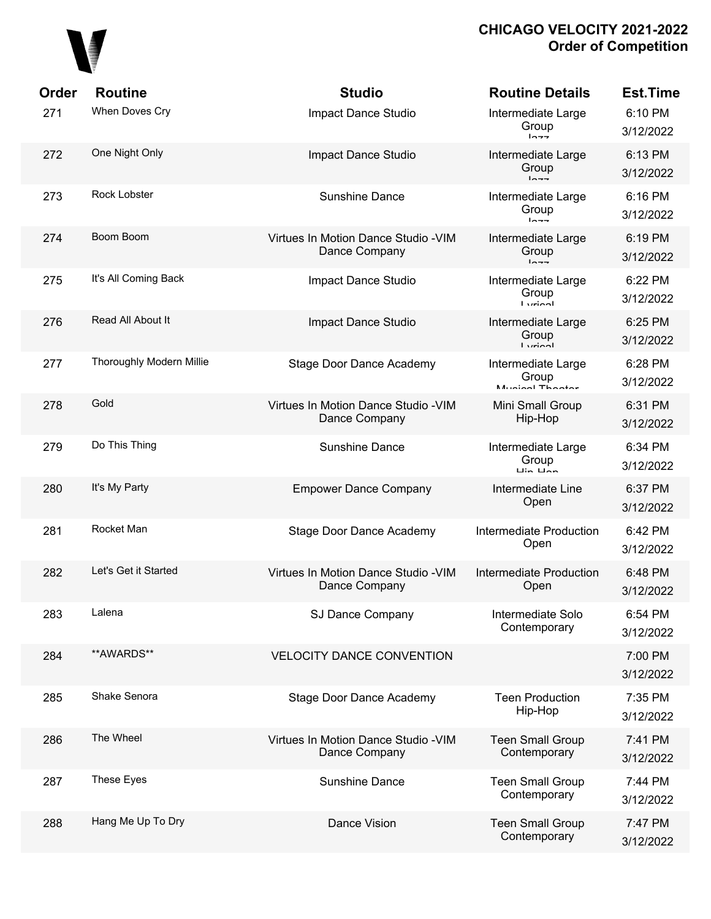## CHICAGO VELOCITY 2021-2022
## Order of Competition

| Order | Routine | Studio | Routine Details | Est.Time |
|---|---|---|---|---|
| 271 | When Doves Cry | Impact Dance Studio | Intermediate Large Group Jazz | 6:10 PM 3/12/2022 |
| 272 | One Night Only | Impact Dance Studio | Intermediate Large Group Jazz | 6:13 PM 3/12/2022 |
| 273 | Rock Lobster | Sunshine Dance | Intermediate Large Group Jazz | 6:16 PM 3/12/2022 |
| 274 | Boom Boom | Virtues In Motion Dance Studio -VIM Dance Company | Intermediate Large Group Jazz | 6:19 PM 3/12/2022 |
| 275 | It's All Coming Back | Impact Dance Studio | Intermediate Large Group Lyrical | 6:22 PM 3/12/2022 |
| 276 | Read All About It | Impact Dance Studio | Intermediate Large Group Lyrical | 6:25 PM 3/12/2022 |
| 277 | Thoroughly Modern Millie | Stage Door Dance Academy | Intermediate Large Group Musical Theater | 6:28 PM 3/12/2022 |
| 278 | Gold | Virtues In Motion Dance Studio -VIM Dance Company | Mini Small Group Hip-Hop | 6:31 PM 3/12/2022 |
| 279 | Do This Thing | Sunshine Dance | Intermediate Large Group Hip-Hop | 6:34 PM 3/12/2022 |
| 280 | It's My Party | Empower Dance Company | Intermediate Line Open | 6:37 PM 3/12/2022 |
| 281 | Rocket Man | Stage Door Dance Academy | Intermediate Production Open | 6:42 PM 3/12/2022 |
| 282 | Let's Get it Started | Virtues In Motion Dance Studio -VIM Dance Company | Intermediate Production Open | 6:48 PM 3/12/2022 |
| 283 | Lalena | SJ Dance Company | Intermediate Solo Contemporary | 6:54 PM 3/12/2022 |
| 284 | **AWARDS** | VELOCITY DANCE CONVENTION | | 7:00 PM 3/12/2022 |
| 285 | Shake Senora | Stage Door Dance Academy | Teen Production Hip-Hop | 7:35 PM 3/12/2022 |
| 286 | The Wheel | Virtues In Motion Dance Studio -VIM Dance Company | Teen Small Group Contemporary | 7:41 PM 3/12/2022 |
| 287 | These Eyes | Sunshine Dance | Teen Small Group Contemporary | 7:44 PM 3/12/2022 |
| 288 | Hang Me Up To Dry | Dance Vision | Teen Small Group Contemporary | 7:47 PM 3/12/2022 |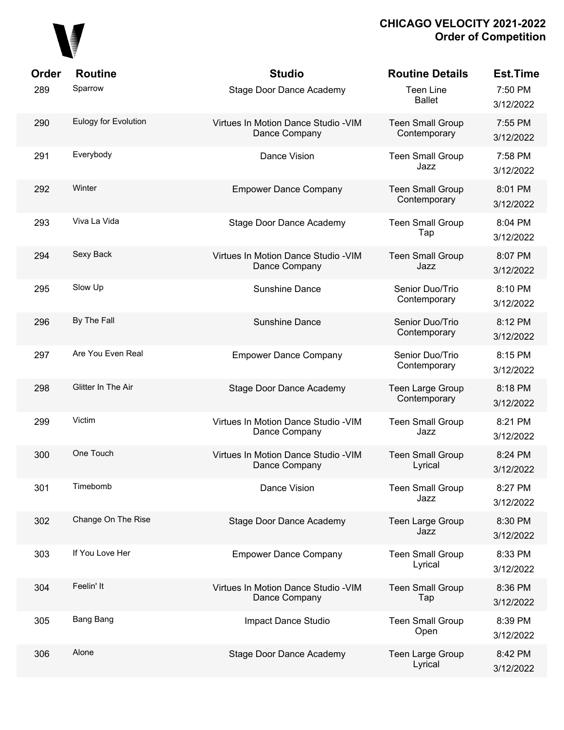**CHICAGO VELOCITY 2021-2022**
**Order of Competition**

| Order | Routine | Studio | Routine Details | Est.Time |
|---|---|---|---|---|
| 289 | Sparrow | Stage Door Dance Academy | Teen Line Ballet | 7:50 PM 3/12/2022 |
| 290 | Eulogy for Evolution | Virtues In Motion Dance Studio -VIM Dance Company | Teen Small Group Contemporary | 7:55 PM 3/12/2022 |
| 291 | Everybody | Dance Vision | Teen Small Group Jazz | 7:58 PM 3/12/2022 |
| 292 | Winter | Empower Dance Company | Teen Small Group Contemporary | 8:01 PM 3/12/2022 |
| 293 | Viva La Vida | Stage Door Dance Academy | Teen Small Group Tap | 8:04 PM 3/12/2022 |
| 294 | Sexy Back | Virtues In Motion Dance Studio -VIM Dance Company | Teen Small Group Jazz | 8:07 PM 3/12/2022 |
| 295 | Slow Up | Sunshine Dance | Senior Duo/Trio Contemporary | 8:10 PM 3/12/2022 |
| 296 | By The Fall | Sunshine Dance | Senior Duo/Trio Contemporary | 8:12 PM 3/12/2022 |
| 297 | Are You Even Real | Empower Dance Company | Senior Duo/Trio Contemporary | 8:15 PM 3/12/2022 |
| 298 | Glitter In The Air | Stage Door Dance Academy | Teen Large Group Contemporary | 8:18 PM 3/12/2022 |
| 299 | Victim | Virtues In Motion Dance Studio -VIM Dance Company | Teen Small Group Jazz | 8:21 PM 3/12/2022 |
| 300 | One Touch | Virtues In Motion Dance Studio -VIM Dance Company | Teen Small Group Lyrical | 8:24 PM 3/12/2022 |
| 301 | Timebomb | Dance Vision | Teen Small Group Jazz | 8:27 PM 3/12/2022 |
| 302 | Change On The Rise | Stage Door Dance Academy | Teen Large Group Jazz | 8:30 PM 3/12/2022 |
| 303 | If You Love Her | Empower Dance Company | Teen Small Group Lyrical | 8:33 PM 3/12/2022 |
| 304 | Feelin' It | Virtues In Motion Dance Studio -VIM Dance Company | Teen Small Group Tap | 8:36 PM 3/12/2022 |
| 305 | Bang Bang | Impact Dance Studio | Teen Small Group Open | 8:39 PM 3/12/2022 |
| 306 | Alone | Stage Door Dance Academy | Teen Large Group Lyrical | 8:42 PM 3/12/2022 |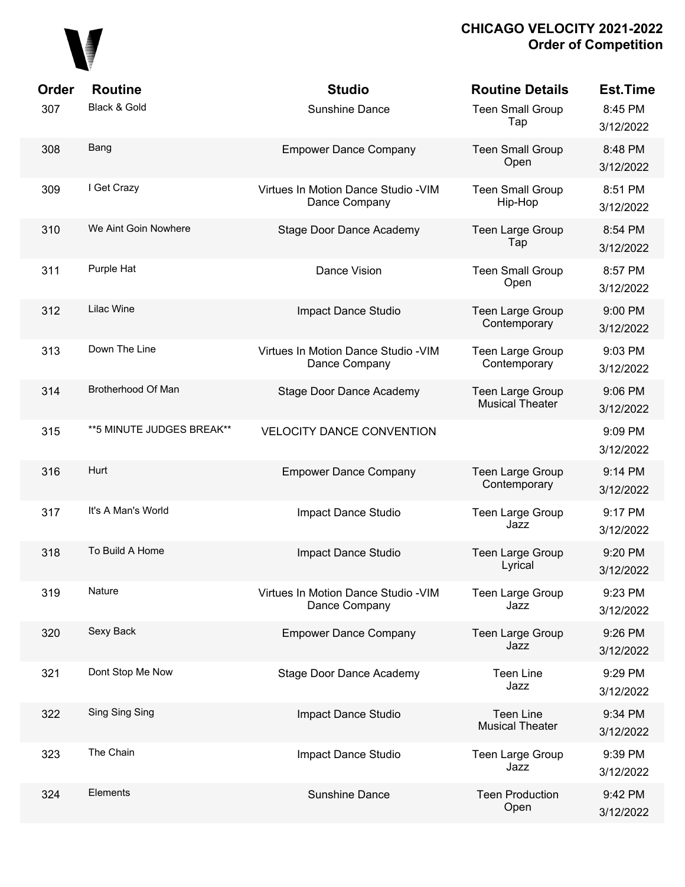**CHICAGO VELOCITY 2021-2022**
**Order of Competition**

| Order | Routine | Studio | Routine Details | Est.Time |
|---|---|---|---|---|
| 307 | Black & Gold | Sunshine Dance | Teen Small Group Tap | 8:45 PM 3/12/2022 |
| 308 | Bang | Empower Dance Company | Teen Small Group Open | 8:48 PM 3/12/2022 |
| 309 | I Get Crazy | Virtues In Motion Dance Studio -VIM Dance Company | Teen Small Group Hip-Hop | 8:51 PM 3/12/2022 |
| 310 | We Aint Goin Nowhere | Stage Door Dance Academy | Teen Large Group Tap | 8:54 PM 3/12/2022 |
| 311 | Purple Hat | Dance Vision | Teen Small Group Open | 8:57 PM 3/12/2022 |
| 312 | Lilac Wine | Impact Dance Studio | Teen Large Group Contemporary | 9:00 PM 3/12/2022 |
| 313 | Down The Line | Virtues In Motion Dance Studio -VIM Dance Company | Teen Large Group Contemporary | 9:03 PM 3/12/2022 |
| 314 | Brotherhood Of Man | Stage Door Dance Academy | Teen Large Group Musical Theater | 9:06 PM 3/12/2022 |
| 315 | **5 MINUTE JUDGES BREAK** | VELOCITY DANCE CONVENTION | | 9:09 PM 3/12/2022 |
| 316 | Hurt | Empower Dance Company | Teen Large Group Contemporary | 9:14 PM 3/12/2022 |
| 317 | It's A Man's World | Impact Dance Studio | Teen Large Group Jazz | 9:17 PM 3/12/2022 |
| 318 | To Build A Home | Impact Dance Studio | Teen Large Group Lyrical | 9:20 PM 3/12/2022 |
| 319 | Nature | Virtues In Motion Dance Studio -VIM Dance Company | Teen Large Group Jazz | 9:23 PM 3/12/2022 |
| 320 | Sexy Back | Empower Dance Company | Teen Large Group Jazz | 9:26 PM 3/12/2022 |
| 321 | Dont Stop Me Now | Stage Door Dance Academy | Teen Line Jazz | 9:29 PM 3/12/2022 |
| 322 | Sing Sing Sing | Impact Dance Studio | Teen Line Musical Theater | 9:34 PM 3/12/2022 |
| 323 | The Chain | Impact Dance Studio | Teen Large Group Jazz | 9:39 PM 3/12/2022 |
| 324 | Elements | Sunshine Dance | Teen Production Open | 9:42 PM 3/12/2022 |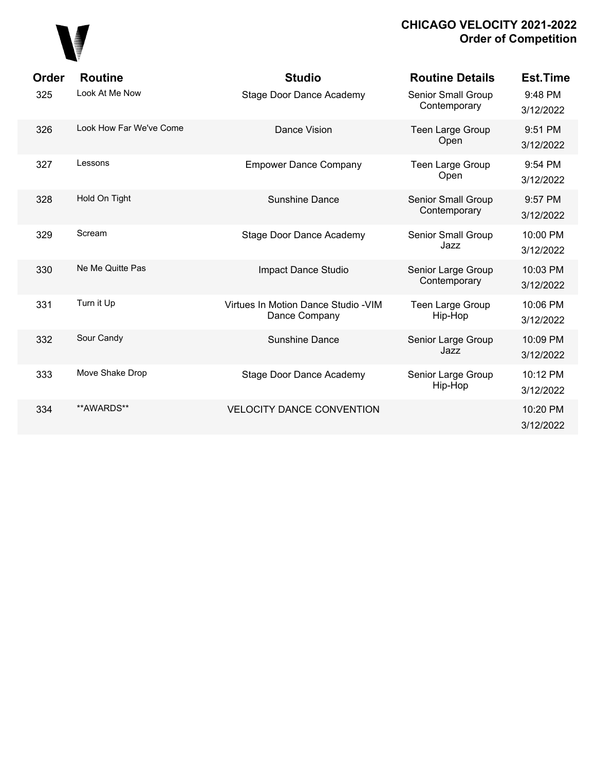**CHICAGO VELOCITY 2021-2022**
**Order of Competition**

| Order | Routine | Studio | Routine Details | Est.Time |
|---|---|---|---|---|
| 325 | Look At Me Now | Stage Door Dance Academy | Senior Small Group Contemporary | 9:48 PM 3/12/2022 |
| 326 | Look How Far We've Come | Dance Vision | Teen Large Group Open | 9:51 PM 3/12/2022 |
| 327 | Lessons | Empower Dance Company | Teen Large Group Open | 9:54 PM 3/12/2022 |
| 328 | Hold On Tight | Sunshine Dance | Senior Small Group Contemporary | 9:57 PM 3/12/2022 |
| 329 | Scream | Stage Door Dance Academy | Senior Small Group Jazz | 10:00 PM 3/12/2022 |
| 330 | Ne Me Quitte Pas | Impact Dance Studio | Senior Large Group Contemporary | 10:03 PM 3/12/2022 |
| 331 | Turn it Up | Virtues In Motion Dance Studio -VIM Dance Company | Teen Large Group Hip-Hop | 10:06 PM 3/12/2022 |
| 332 | Sour Candy | Sunshine Dance | Senior Large Group Jazz | 10:09 PM 3/12/2022 |
| 333 | Move Shake Drop | Stage Door Dance Academy | Senior Large Group Hip-Hop | 10:12 PM 3/12/2022 |
| 334 | **AWARDS** | VELOCITY DANCE CONVENTION | | 10:20 PM 3/12/2022 |